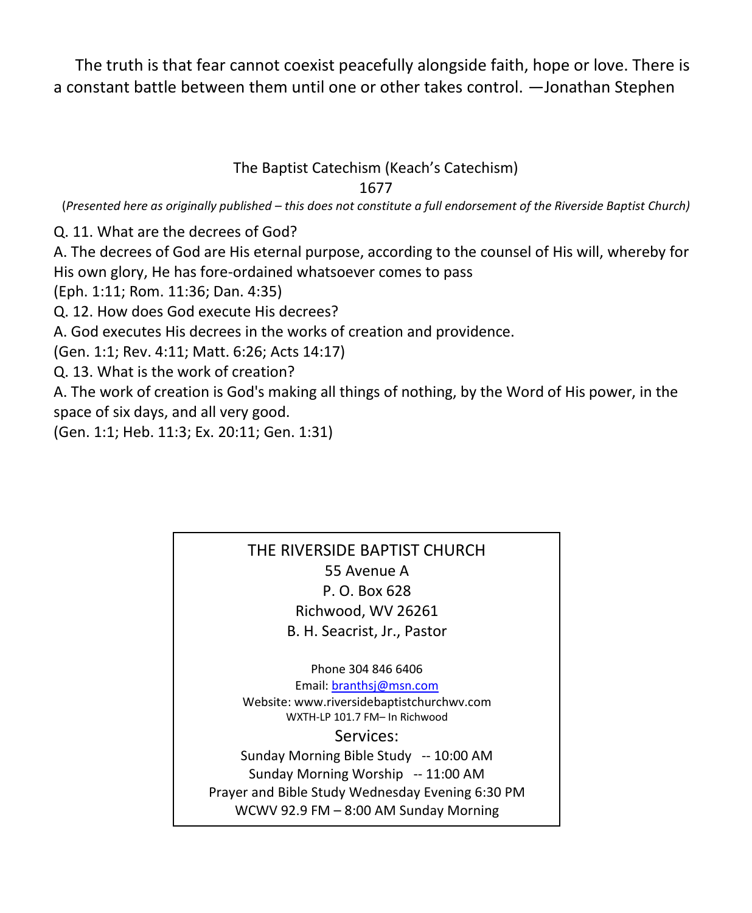The truth is that fear cannot coexist peacefully alongside faith, hope or love. There is a constant battle between them until one or other takes control. —Jonathan Stephen

## The Baptist Catechism (Keach's Catechism)
1677

(*Presented here as originally published – this does not constitute a full endorsement of the Riverside Baptist Church)*

Q. 11. What are the decrees of God?
A. The decrees of God are His eternal purpose, according to the counsel of His will, whereby for His own glory, He has fore-ordained whatsoever comes to pass
(Eph. 1:11; Rom. 11:36; Dan. 4:35)
Q. 12. How does God execute His decrees?
A. God executes His decrees in the works of creation and providence.
(Gen. 1:1; Rev. 4:11; Matt. 6:26; Acts 14:17)
Q. 13. What is the work of creation?
A. The work of creation is God's making all things of nothing, by the Word of His power, in the space of six days, and all very good.
(Gen. 1:1; Heb. 11:3; Ex. 20:11; Gen. 1:31)

THE RIVERSIDE BAPTIST CHURCH
55 Avenue A
P. O. Box 628
Richwood, WV 26261
B. H. Seacrist, Jr., Pastor

Phone 304 846 6406
Email: branthsj@msn.com
Website: www.riversidebaptistchurchwv.com
WXTH-LP 101.7 FM– In Richwood

Services:
Sunday Morning Bible Study -- 10:00 AM
Sunday Morning Worship -- 11:00 AM
Prayer and Bible Study Wednesday Evening 6:30 PM
WCWV 92.9 FM – 8:00 AM Sunday Morning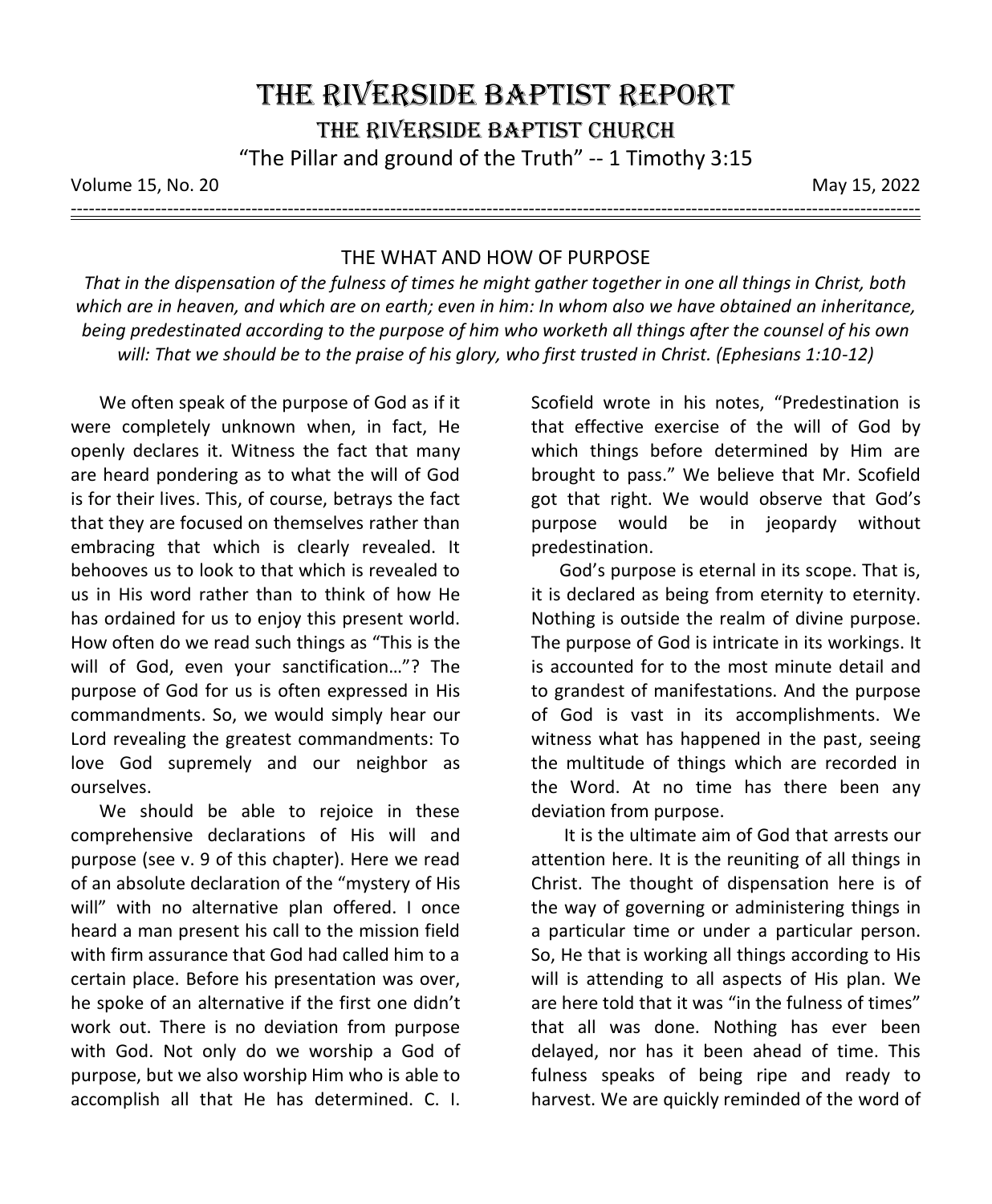# THE RIVERSIDE BAPTIST REPORT

## THE RIVERSIDE BAPTIST CHURCH

"The Pillar and ground of the Truth" -- 1 Timothy 3:15

Volume 15, No. 20 May 15, 2022

---

### THE WHAT AND HOW OF PURPOSE

*That in the dispensation of the fulness of times he might gather together in one all things in Christ, both which are in heaven, and which are on earth; even in him: In whom also we have obtained an inheritance, being predestinated according to the purpose of him who worketh all things after the counsel of his own will: That we should be to the praise of his glory, who first trusted in Christ. (Ephesians 1:10-12)*

We often speak of the purpose of God as if it were completely unknown when, in fact, He openly declares it. Witness the fact that many are heard pondering as to what the will of God is for their lives. This, of course, betrays the fact that they are focused on themselves rather than embracing that which is clearly revealed. It behooves us to look to that which is revealed to us in His word rather than to think of how He has ordained for us to enjoy this present world. How often do we read such things as "This is the will of God, even your sanctification…"? The purpose of God for us is often expressed in His commandments. So, we would simply hear our Lord revealing the greatest commandments: To love God supremely and our neighbor as ourselves.

We should be able to rejoice in these comprehensive declarations of His will and purpose (see v. 9 of this chapter). Here we read of an absolute declaration of the "mystery of His will" with no alternative plan offered. I once heard a man present his call to the mission field with firm assurance that God had called him to a certain place. Before his presentation was over, he spoke of an alternative if the first one didn't work out. There is no deviation from purpose with God. Not only do we worship a God of purpose, but we also worship Him who is able to accomplish all that He has determined. C. I. Scofield wrote in his notes, "Predestination is that effective exercise of the will of God by which things before determined by Him are brought to pass." We believe that Mr. Scofield got that right. We would observe that God's purpose would be in jeopardy without predestination.

God's purpose is eternal in its scope. That is, it is declared as being from eternity to eternity. Nothing is outside the realm of divine purpose. The purpose of God is intricate in its workings. It is accounted for to the most minute detail and to grandest of manifestations. And the purpose of God is vast in its accomplishments. We witness what has happened in the past, seeing the multitude of things which are recorded in the Word. At no time has there been any deviation from purpose.

It is the ultimate aim of God that arrests our attention here. It is the reuniting of all things in Christ. The thought of dispensation here is of the way of governing or administering things in a particular time or under a particular person. So, He that is working all things according to His will is attending to all aspects of His plan. We are here told that it was "in the fulness of times" that all was done. Nothing has ever been delayed, nor has it been ahead of time. This fulness speaks of being ripe and ready to harvest. We are quickly reminded of the word of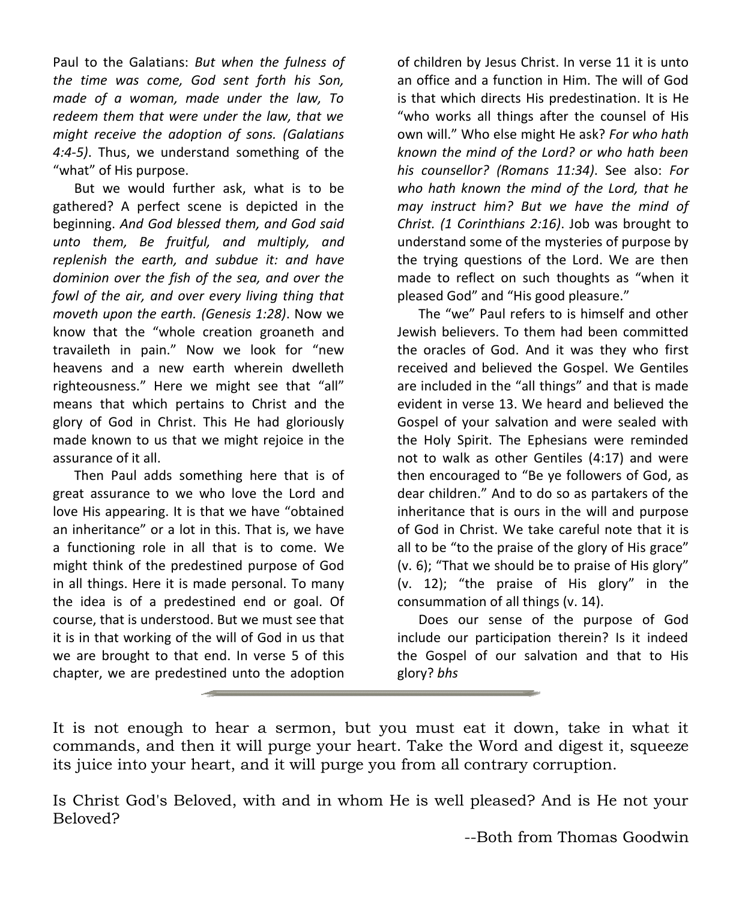Paul to the Galatians: *But when the fulness of the time was come, God sent forth his Son, made of a woman, made under the law, To redeem them that were under the law, that we might receive the adoption of sons. (Galatians 4:4-5)*. Thus, we understand something of the "what" of His purpose.

But we would further ask, what is to be gathered? A perfect scene is depicted in the beginning. *And God blessed them, and God said unto them, Be fruitful, and multiply, and replenish the earth, and subdue it: and have dominion over the fish of the sea, and over the fowl of the air, and over every living thing that moveth upon the earth. (Genesis 1:28)*. Now we know that the "whole creation groaneth and travaileth in pain." Now we look for "new heavens and a new earth wherein dwelleth righteousness." Here we might see that "all" means that which pertains to Christ and the glory of God in Christ. This He had gloriously made known to us that we might rejoice in the assurance of it all.

Then Paul adds something here that is of great assurance to we who love the Lord and love His appearing. It is that we have "obtained an inheritance" or a lot in this. That is, we have a functioning role in all that is to come. We might think of the predestined purpose of God in all things. Here it is made personal. To many the idea is of a predestined end or goal. Of course, that is understood. But we must see that it is in that working of the will of God in us that we are brought to that end. In verse 5 of this chapter, we are predestined unto the adoption of children by Jesus Christ. In verse 11 it is unto an office and a function in Him. The will of God is that which directs His predestination. It is He "who works all things after the counsel of His own will." Who else might He ask? *For who hath known the mind of the Lord? or who hath been his counsellor? (Romans 11:34)*. See also: *For who hath known the mind of the Lord, that he may instruct him? But we have the mind of Christ. (1 Corinthians 2:16)*. Job was brought to understand some of the mysteries of purpose by the trying questions of the Lord. We are then made to reflect on such thoughts as "when it pleased God" and "His good pleasure."

The "we" Paul refers to is himself and other Jewish believers. To them had been committed the oracles of God. And it was they who first received and believed the Gospel. We Gentiles are included in the "all things" and that is made evident in verse 13. We heard and believed the Gospel of your salvation and were sealed with the Holy Spirit. The Ephesians were reminded not to walk as other Gentiles (4:17) and were then encouraged to "Be ye followers of God, as dear children." And to do so as partakers of the inheritance that is ours in the will and purpose of God in Christ. We take careful note that it is all to be "to the praise of the glory of His grace" (v. 6); "That we should be to praise of His glory" (v. 12); "the praise of His glory" in the consummation of all things (v. 14).

Does our sense of the purpose of God include our participation therein? Is it indeed the Gospel of our salvation and that to His glory? *bhs*

---

It is not enough to hear a sermon, but you must eat it down, take in what it commands, and then it will purge your heart. Take the Word and digest it, squeeze its juice into your heart, and it will purge you from all contrary corruption.

Is Christ God's Beloved, with and in whom He is well pleased? And is He not your Beloved?

--Both from Thomas Goodwin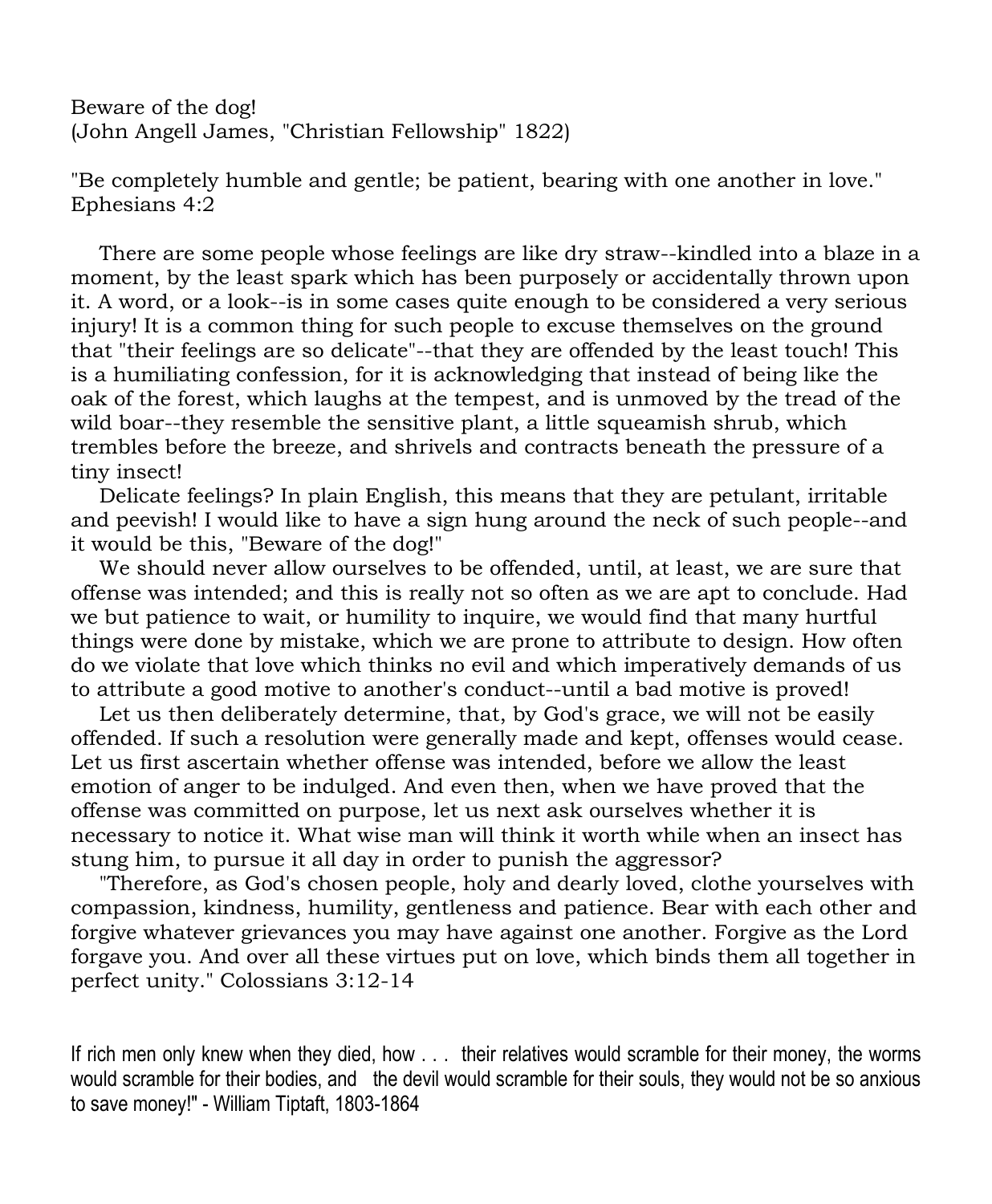Beware of the dog!
(John Angell James, "Christian Fellowship" 1822)

"Be completely humble and gentle; be patient, bearing with one another in love." Ephesians 4:2

There are some people whose feelings are like dry straw--kindled into a blaze in a moment, by the least spark which has been purposely or accidentally thrown upon it. A word, or a look--is in some cases quite enough to be considered a very serious injury! It is a common thing for such people to excuse themselves on the ground that "their feelings are so delicate"--that they are offended by the least touch! This is a humiliating confession, for it is acknowledging that instead of being like the oak of the forest, which laughs at the tempest, and is unmoved by the tread of the wild boar--they resemble the sensitive plant, a little squeamish shrub, which trembles before the breeze, and shrivels and contracts beneath the pressure of a tiny insect!

Delicate feelings? In plain English, this means that they are petulant, irritable and peevish! I would like to have a sign hung around the neck of such people--and it would be this, "Beware of the dog!"

We should never allow ourselves to be offended, until, at least, we are sure that offense was intended; and this is really not so often as we are apt to conclude. Had we but patience to wait, or humility to inquire, we would find that many hurtful things were done by mistake, which we are prone to attribute to design. How often do we violate that love which thinks no evil and which imperatively demands of us to attribute a good motive to another's conduct--until a bad motive is proved!

Let us then deliberately determine, that, by God's grace, we will not be easily offended. If such a resolution were generally made and kept, offenses would cease. Let us first ascertain whether offense was intended, before we allow the least emotion of anger to be indulged. And even then, when we have proved that the offense was committed on purpose, let us next ask ourselves whether it is necessary to notice it. What wise man will think it worth while when an insect has stung him, to pursue it all day in order to punish the aggressor?

"Therefore, as God's chosen people, holy and dearly loved, clothe yourselves with compassion, kindness, humility, gentleness and patience. Bear with each other and forgive whatever grievances you may have against one another. Forgive as the Lord forgave you. And over all these virtues put on love, which binds them all together in perfect unity." Colossians 3:12-14

If rich men only knew when they died, how . . . their relatives would scramble for their money, the worms would scramble for their bodies, and the devil would scramble for their souls, they would not be so anxious to save money!" - William Tiptaft, 1803-1864